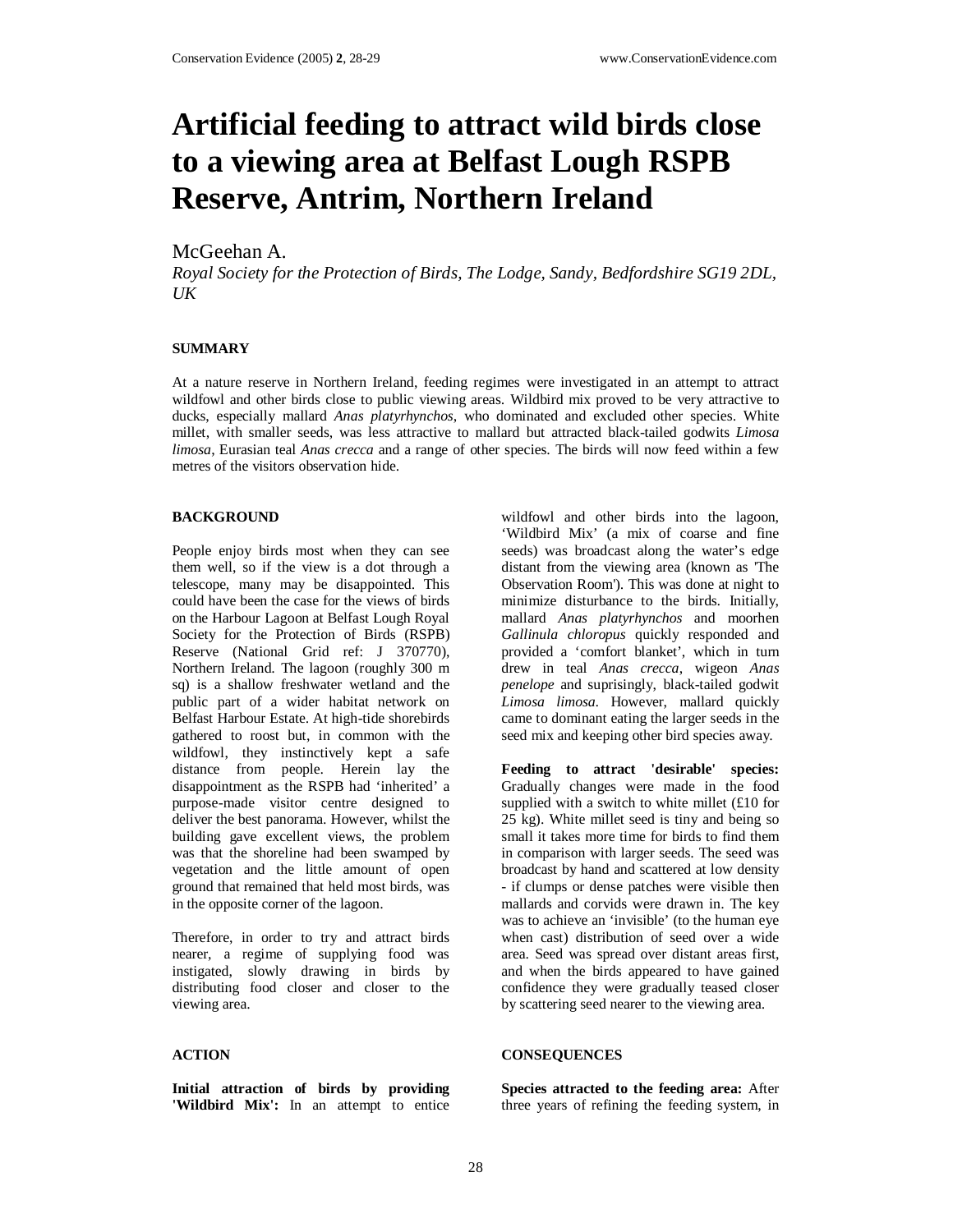# Artificial feeding to attract wild birds close to a viewing area at Belfast Lough RSPB Reserve, Antrim, Northern Ireland

McGeehan A.

*Royal Society for the Protection of Birds, The Lodge, Sandy, Bedfordshire SG19 2DL, UK*

## SUMMARY

At a nature reserve in Northern Ireland, feeding regimes were investigated in an attempt to attract wildfowl and other birds close to public viewing areas. Wildbird mix proved to be very attractive to ducks, especially mallard *Anas platyrhynchos*, who dominated and excluded other species. White millet, with smaller seeds, was less attractive to mallard but attracted black-tailed godwits *Limosa limosa*, Eurasian teal *Anas crecca* and a range of other species. The birds will now feed within a few metres of the visitors observation hide.

## BACKGROUND

People enjoy birds most when they can see them well, so if the view is a dot through a telescope, many may be disappointed. This could have been the case for the views of birds on the Harbour Lagoon at Belfast Lough Royal Society for the Protection of Birds (RSPB) Reserve (National Grid ref: J 370770), Northern Ireland. The lagoon (roughly 300 m sq) is a shallow freshwater wetland and the public part of a wider habitat network on Belfast Harbour Estate. At high-tide shorebirds gathered to roost but, in common with the wildfowl, they instinctively kept a safe distance from people. Herein lay the disappointment as the RSPB had 'inherited' a purpose-made visitor centre designed to deliver the best panorama. However, whilst the building gave excellent views, the problem was that the shoreline had been swamped by vegetation and the little amount of open ground that remained that held most birds, was in the opposite corner of the lagoon.

Therefore, in order to try and attract birds nearer, a regime of supplying food was instigated, slowly drawing in birds by distributing food closer and closer to the viewing area.

## ACTION

**Initial attraction of birds by providing 'Wildbird Mix':** In an attempt to entice wildfowl and other birds into the lagoon, 'Wildbird Mix' (a mix of coarse and fine seeds) was broadcast along the water's edge distant from the viewing area (known as 'The Observation Room'). This was done at night to minimize disturbance to the birds. Initially, mallard *Anas platyrhynchos* and moorhen *Gallinula chloropus* quickly responded and provided a 'comfort blanket', which in turn drew in teal *Anas crecca*, wigeon *Anas penelope* and suprisingly, black-tailed godwit *Limosa limosa*. However, mallard quickly came to dominant eating the larger seeds in the seed mix and keeping other bird species away.

**Feeding to attract 'desirable' species:** Gradually changes were made in the food supplied with a switch to white millet (£10 for 25 kg). White millet seed is tiny and being so small it takes more time for birds to find them in comparison with larger seeds. The seed was broadcast by hand and scattered at low density - if clumps or dense patches were visible then mallards and corvids were drawn in. The key was to achieve an 'invisible' (to the human eye when cast) distribution of seed over a wide area. Seed was spread over distant areas first, and when the birds appeared to have gained confidence they were gradually teased closer by scattering seed nearer to the viewing area.

## CONSEQUENCES

**Species attracted to the feeding area:** After three years of refining the feeding system, in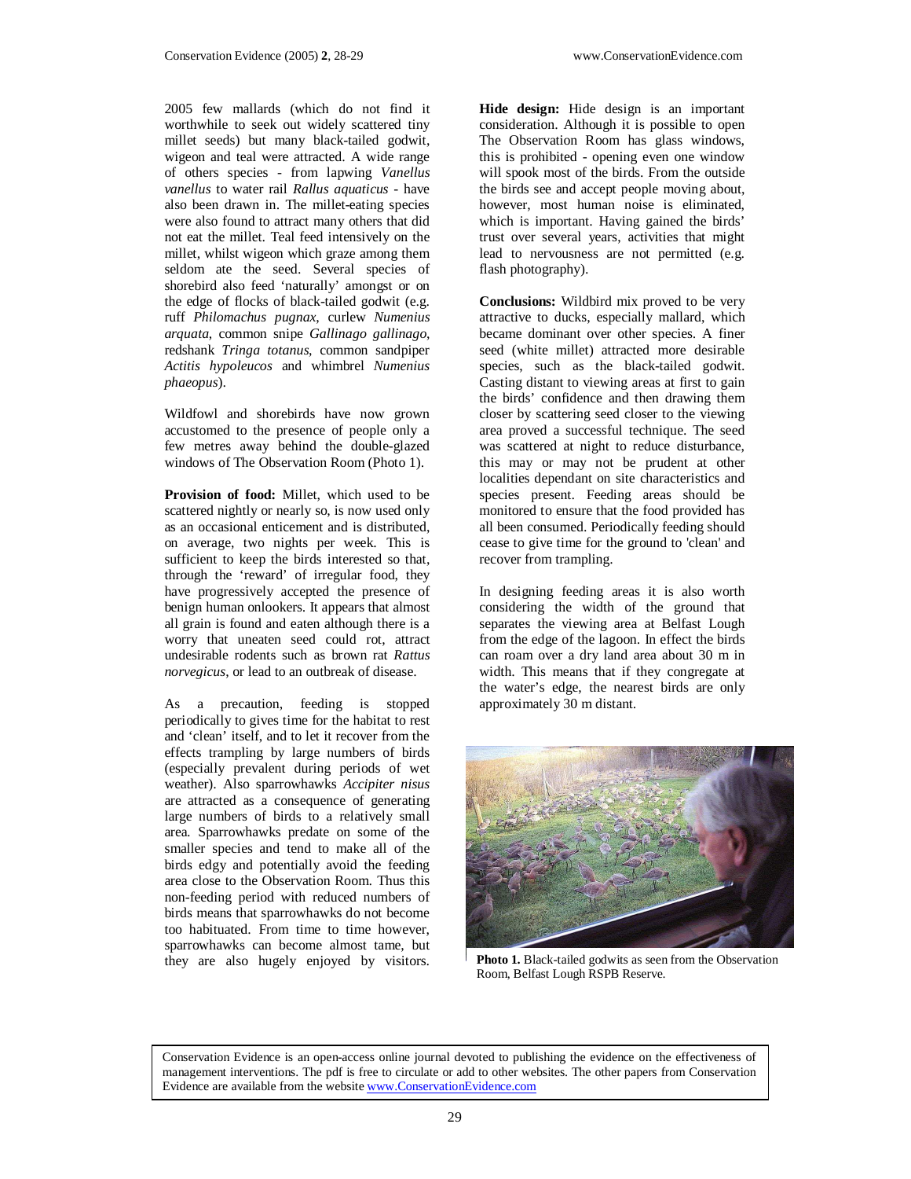2005 few mallards (which do not find it worthwhile to seek out widely scattered tiny millet seeds) but many black-tailed godwit, wigeon and teal were attracted. A wide range of others species - from lapwing *Vanellus vanellus* to water rail *Rallus aquaticus* - have also been drawn in. The millet-eating species were also found to attract many others that did not eat the millet. Teal feed intensively on the millet, whilst wigeon which graze among them seldom ate the seed. Several species of shorebird also feed 'naturally' amongst or on the edge of flocks of black-tailed godwit (e.g. ruff *Philomachus pugnax*, curlew *Numenius arquata*, common snipe *Gallinago gallinago*, redshank *Tringa totanus*, common sandpiper *Actitis hypoleucos* and whimbrel *Numenius phaeopus*).

Wildfowl and shorebirds have now grown accustomed to the presence of people only a few metres away behind the double-glazed windows of The Observation Room (Photo 1).

**Provision of food:** Millet, which used to be scattered nightly or nearly so, is now used only as an occasional enticement and is distributed, on average, two nights per week. This is sufficient to keep the birds interested so that, through the 'reward' of irregular food, they have progressively accepted the presence of benign human onlookers. It appears that almost all grain is found and eaten although there is a worry that uneaten seed could rot, attract undesirable rodents such as brown rat *Rattus norvegicus*, or lead to an outbreak of disease.

As a precaution, feeding is stopped periodically to gives time for the habitat to rest and 'clean' itself, and to let it recover from the effects trampling by large numbers of birds (especially prevalent during periods of wet weather). Also sparrowhawks *Accipiter nisus* are attracted as a consequence of generating large numbers of birds to a relatively small area. Sparrowhawks predate on some of the smaller species and tend to make all of the birds edgy and potentially avoid the feeding area close to the Observation Room. Thus this non-feeding period with reduced numbers of birds means that sparrowhawks do not become too habituated. From time to time however, sparrowhawks can become almost tame, but they are also hugely enjoyed by visitors.

**Hide design:** Hide design is an important consideration. Although it is possible to open The Observation Room has glass windows, this is prohibited - opening even one window will spook most of the birds. From the outside the birds see and accept people moving about, however, most human noise is eliminated, which is important. Having gained the birds' trust over several years, activities that might lead to nervousness are not permitted (e.g. flash photography).

**Conclusions:** Wildbird mix proved to be very attractive to ducks, especially mallard, which became dominant over other species. A finer seed (white millet) attracted more desirable species, such as the black-tailed godwit. Casting distant to viewing areas at first to gain the birds' confidence and then drawing them closer by scattering seed closer to the viewing area proved a successful technique. The seed was scattered at night to reduce disturbance, this may or may not be prudent at other localities dependant on site characteristics and species present. Feeding areas should be monitored to ensure that the food provided has all been consumed. Periodically feeding should cease to give time for the ground to 'clean' and recover from trampling.

In designing feeding areas it is also worth considering the width of the ground that separates the viewing area at Belfast Lough from the edge of the lagoon. In effect the birds can roam over a dry land area about 30 m in width. This means that if they congregate at the water's edge, the nearest birds are only approximately 30 m distant.

**Photo 1.** Black-tailed godwits as seen from the Observation Room, Belfast Lough RSPB Reserve.

Conservation Evidence is an open-access online journal devoted to publishing the evidence on the effectiveness of management interventions. The pdf is free to circulate or add to other websites. The other papers from Conservation Evidence are available from the website www.ConservationEvidence.com